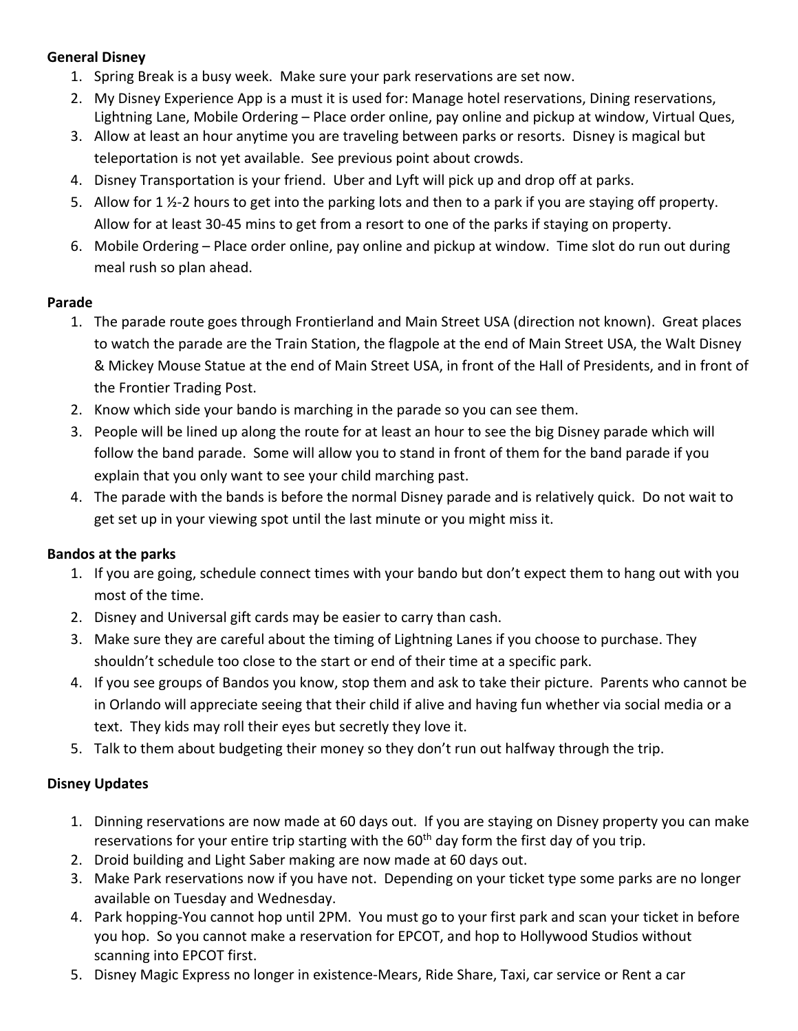**General Disney**

1. Spring Break is a busy week. Make sure your park reservations are set now.
2. My Disney Experience App is a must it is used for: Manage hotel reservations, Dining reservations, Lightning Lane, Mobile Ordering – Place order online, pay online and pickup at window, Virtual Ques,
3. Allow at least an hour anytime you are traveling between parks or resorts. Disney is magical but teleportation is not yet available. See previous point about crowds.
4. Disney Transportation is your friend. Uber and Lyft will pick up and drop off at parks.
5. Allow for 1 ½-2 hours to get into the parking lots and then to a park if you are staying off property. Allow for at least 30-45 mins to get from a resort to one of the parks if staying on property.
6. Mobile Ordering – Place order online, pay online and pickup at window. Time slot do run out during meal rush so plan ahead.

**Parade**

1. The parade route goes through Frontierland and Main Street USA (direction not known). Great places to watch the parade are the Train Station, the flagpole at the end of Main Street USA, the Walt Disney & Mickey Mouse Statue at the end of Main Street USA, in front of the Hall of Presidents, and in front of the Frontier Trading Post.
2. Know which side your bando is marching in the parade so you can see them.
3. People will be lined up along the route for at least an hour to see the big Disney parade which will follow the band parade. Some will allow you to stand in front of them for the band parade if you explain that you only want to see your child marching past.
4. The parade with the bands is before the normal Disney parade and is relatively quick. Do not wait to get set up in your viewing spot until the last minute or you might miss it.

**Bandos at the parks**

1. If you are going, schedule connect times with your bando but don't expect them to hang out with you most of the time.
2. Disney and Universal gift cards may be easier to carry than cash.
3. Make sure they are careful about the timing of Lightning Lanes if you choose to purchase. They shouldn't schedule too close to the start or end of their time at a specific park.
4. If you see groups of Bandos you know, stop them and ask to take their picture. Parents who cannot be in Orlando will appreciate seeing that their child if alive and having fun whether via social media or a text. They kids may roll their eyes but secretly they love it.
5. Talk to them about budgeting their money so they don't run out halfway through the trip.

**Disney Updates**

1. Dinning reservations are now made at 60 days out. If you are staying on Disney property you can make reservations for your entire trip starting with the 60th day form the first day of you trip.
2. Droid building and Light Saber making are now made at 60 days out.
3. Make Park reservations now if you have not. Depending on your ticket type some parks are no longer available on Tuesday and Wednesday.
4. Park hopping-You cannot hop until 2PM. You must go to your first park and scan your ticket in before you hop. So you cannot make a reservation for EPCOT, and hop to Hollywood Studios without scanning into EPCOT first.
5. Disney Magic Express no longer in existence-Mears, Ride Share, Taxi, car service or Rent a car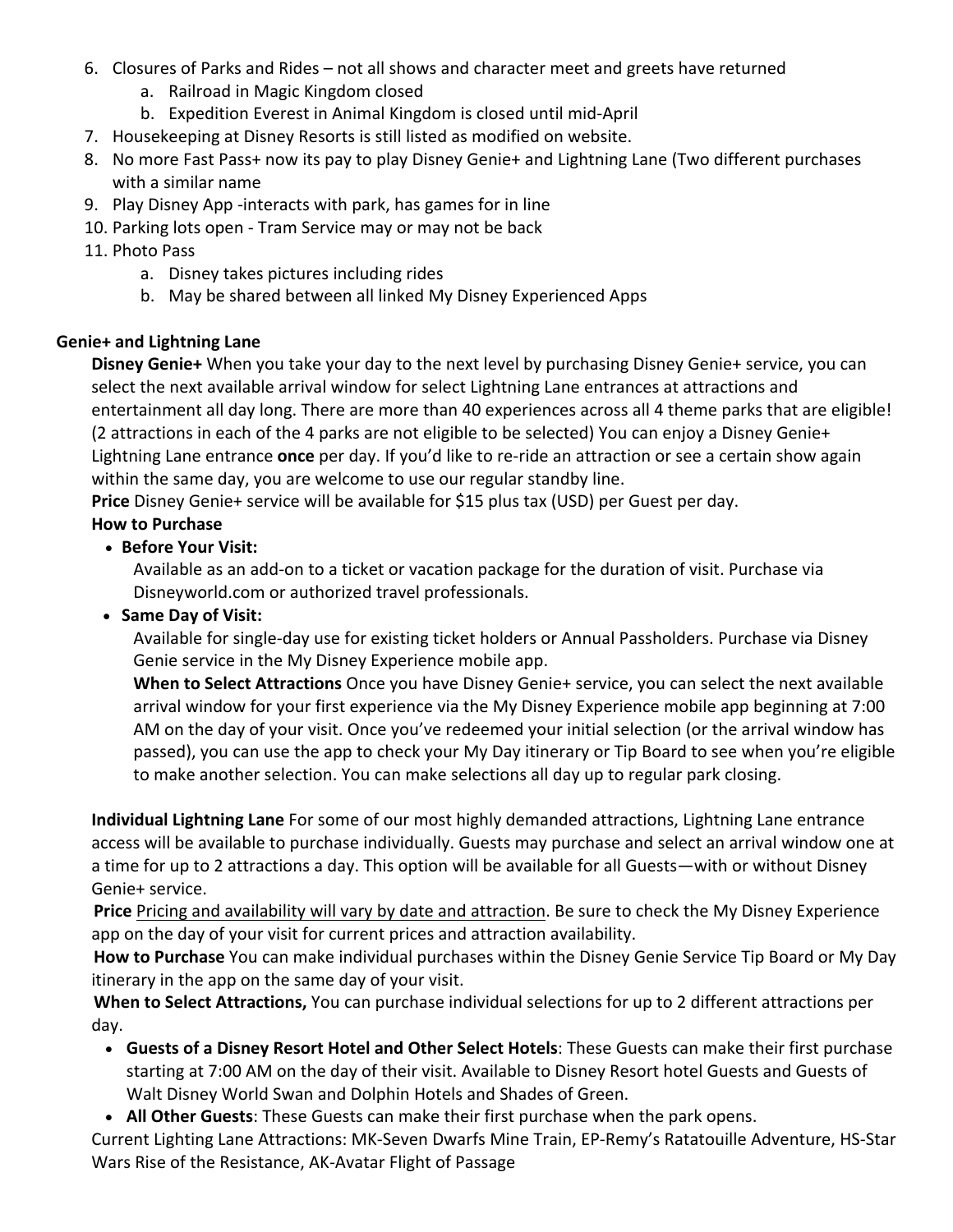6. Closures of Parks and Rides – not all shows and character meet and greets have returned
   a. Railroad in Magic Kingdom closed
   b. Expedition Everest in Animal Kingdom is closed until mid-April
7. Housekeeping at Disney Resorts is still listed as modified on website.
8. No more Fast Pass+ now its pay to play Disney Genie+ and Lightning Lane (Two different purchases with a similar name
9. Play Disney App -interacts with park, has games for in line
10. Parking lots open - Tram Service may or may not be back
11. Photo Pass
    a. Disney takes pictures including rides
    b. May be shared between all linked My Disney Experienced Apps

**Genie+ and Lightning Lane**

**Disney Genie+** When you take your day to the next level by purchasing Disney Genie+ service, you can select the next available arrival window for select Lightning Lane entrances at attractions and entertainment all day long. There are more than 40 experiences across all 4 theme parks that are eligible! (2 attractions in each of the 4 parks are not eligible to be selected) You can enjoy a Disney Genie+ Lightning Lane entrance **once** per day. If you'd like to re-ride an attraction or see a certain show again within the same day, you are welcome to use our regular standby line.

**Price** Disney Genie+ service will be available for $15 plus tax (USD) per Guest per day.

**How to Purchase**

- **Before Your Visit:**

  Available as an add-on to a ticket or vacation package for the duration of visit. Purchase via Disneyworld.com or authorized travel professionals.

- **Same Day of Visit:**

  Available for single-day use for existing ticket holders or Annual Passholders. Purchase via Disney Genie service in the My Disney Experience mobile app.

  **When to Select Attractions** Once you have Disney Genie+ service, you can select the next available arrival window for your first experience via the My Disney Experience mobile app beginning at 7:00 AM on the day of your visit. Once you've redeemed your initial selection (or the arrival window has passed), you can use the app to check your My Day itinerary or Tip Board to see when you're eligible to make another selection. You can make selections all day up to regular park closing.

**Individual Lightning Lane** For some of our most highly demanded attractions, Lightning Lane entrance access will be available to purchase individually. Guests may purchase and select an arrival window one at a time for up to 2 attractions a day. This option will be available for all Guests—with or without Disney Genie+ service.

**Price** Pricing and availability will vary by date and attraction. Be sure to check the My Disney Experience app on the day of your visit for current prices and attraction availability.

**How to Purchase** You can make individual purchases within the Disney Genie Service Tip Board or My Day itinerary in the app on the same day of your visit.

**When to Select Attractions,** You can purchase individual selections for up to 2 different attractions per day.

- **Guests of a Disney Resort Hotel and Other Select Hotels**: These Guests can make their first purchase starting at 7:00 AM on the day of their visit. Available to Disney Resort hotel Guests and Guests of Walt Disney World Swan and Dolphin Hotels and Shades of Green.
- **All Other Guests**: These Guests can make their first purchase when the park opens.

Current Lighting Lane Attractions: MK-Seven Dwarfs Mine Train, EP-Remy's Ratatouille Adventure, HS-Star Wars Rise of the Resistance, AK-Avatar Flight of Passage